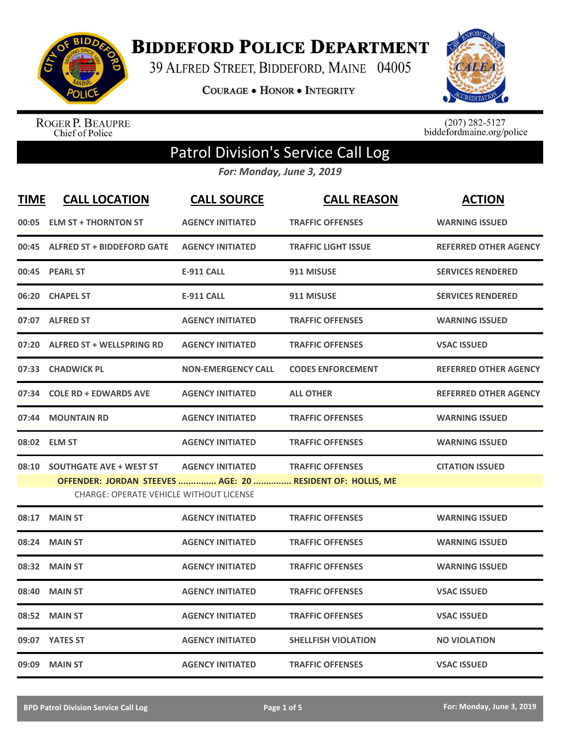# Biddeford Police Department

39 Alfred Street, Biddeford, Maine 04005

**Courage • Honor • Integrity**

Roger P. Beaupre
Chief of Police

(207) 282-5127
biddefordmaine.org/police

## Patrol Division's Service Call Log

*For: Monday, June 3, 2019*

| TIME | CALL LOCATION | CALL SOURCE | CALL REASON | ACTION |
|---|---|---|---|---|
| 00:05 | ELM ST + THORNTON ST | AGENCY INITIATED | TRAFFIC OFFENSES | WARNING ISSUED |
| 00:45 | ALFRED ST + BIDDEFORD GATE | AGENCY INITIATED | TRAFFIC LIGHT ISSUE | REFERRED OTHER AGENCY |
| 00:45 | PEARL ST | E-911 CALL | 911 MISUSE | SERVICES RENDERED |
| 06:20 | CHAPEL ST | E-911 CALL | 911 MISUSE | SERVICES RENDERED |
| 07:07 | ALFRED ST | AGENCY INITIATED | TRAFFIC OFFENSES | WARNING ISSUED |
| 07:20 | ALFRED ST + WELLSPRING RD | AGENCY INITIATED | TRAFFIC OFFENSES | VSAC ISSUED |
| 07:33 | CHADWICK PL | NON-EMERGENCY CALL | CODES ENFORCEMENT | REFERRED OTHER AGENCY |
| 07:34 | COLE RD + EDWARDS AVE | AGENCY INITIATED | ALL OTHER | REFERRED OTHER AGENCY |
| 07:44 | MOUNTAIN RD | AGENCY INITIATED | TRAFFIC OFFENSES | WARNING ISSUED |
| 08:02 | ELM ST | AGENCY INITIATED | TRAFFIC OFFENSES | WARNING ISSUED |
| 08:10 | SOUTHGATE AVE + WEST ST | AGENCY INITIATED | TRAFFIC OFFENSES | CITATION ISSUED |
| | **OFFENDER: JORDAN STEEVES ............... AGE: 20 ............... RESIDENT OF: HOLLIS, ME** CHARGE: OPERATE VEHICLE WITHOUT LICENSE | | | |
| 08:17 | MAIN ST | AGENCY INITIATED | TRAFFIC OFFENSES | WARNING ISSUED |
| 08:24 | MAIN ST | AGENCY INITIATED | TRAFFIC OFFENSES | WARNING ISSUED |
| 08:32 | MAIN ST | AGENCY INITIATED | TRAFFIC OFFENSES | WARNING ISSUED |
| 08:40 | MAIN ST | AGENCY INITIATED | TRAFFIC OFFENSES | VSAC ISSUED |
| 08:52 | MAIN ST | AGENCY INITIATED | TRAFFIC OFFENSES | VSAC ISSUED |
| 09:07 | YATES ST | AGENCY INITIATED | SHELLFISH VIOLATION | NO VIOLATION |
| 09:09 | MAIN ST | AGENCY INITIATED | TRAFFIC OFFENSES | VSAC ISSUED |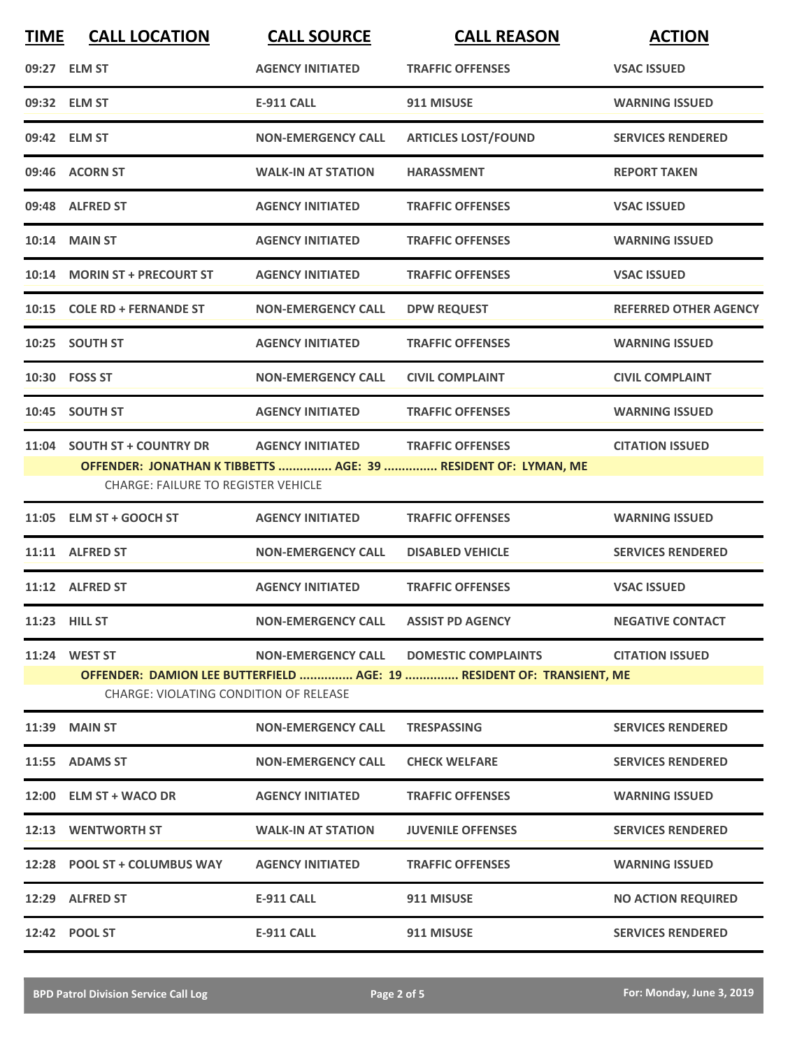| TIME | CALL LOCATION | CALL SOURCE | CALL REASON | ACTION |
|---|---|---|---|---|
| 09:27 | ELM ST | AGENCY INITIATED | TRAFFIC OFFENSES | VSAC ISSUED |
| 09:32 | ELM ST | E-911 CALL | 911 MISUSE | WARNING ISSUED |
| 09:42 | ELM ST | NON-EMERGENCY CALL | ARTICLES LOST/FOUND | SERVICES RENDERED |
| 09:46 | ACORN ST | WALK-IN AT STATION | HARASSMENT | REPORT TAKEN |
| 09:48 | ALFRED ST | AGENCY INITIATED | TRAFFIC OFFENSES | VSAC ISSUED |
| 10:14 | MAIN ST | AGENCY INITIATED | TRAFFIC OFFENSES | WARNING ISSUED |
| 10:14 | MORIN ST + PRECOURT ST | AGENCY INITIATED | TRAFFIC OFFENSES | VSAC ISSUED |
| 10:15 | COLE RD + FERNANDE ST | NON-EMERGENCY CALL | DPW REQUEST | REFERRED OTHER AGENCY |
| 10:25 | SOUTH ST | AGENCY INITIATED | TRAFFIC OFFENSES | WARNING ISSUED |
| 10:30 | FOSS ST | NON-EMERGENCY CALL | CIVIL COMPLAINT | CIVIL COMPLAINT |
| 10:45 | SOUTH ST | AGENCY INITIATED | TRAFFIC OFFENSES | WARNING ISSUED |
| 11:04 | SOUTH ST + COUNTRY DR | AGENCY INITIATED | TRAFFIC OFFENSES | CITATION ISSUED |
| | **OFFENDER: JONATHAN K TIBBETTS ............... AGE: 39 ............... RESIDENT OF: LYMAN, ME** | | | |
| | CHARGE: FAILURE TO REGISTER VEHICLE | | | |
| 11:05 | ELM ST + GOOCH ST | AGENCY INITIATED | TRAFFIC OFFENSES | WARNING ISSUED |
| 11:11 | ALFRED ST | NON-EMERGENCY CALL | DISABLED VEHICLE | SERVICES RENDERED |
| 11:12 | ALFRED ST | AGENCY INITIATED | TRAFFIC OFFENSES | VSAC ISSUED |
| 11:23 | HILL ST | NON-EMERGENCY CALL | ASSIST PD AGENCY | NEGATIVE CONTACT |
| 11:24 | WEST ST | NON-EMERGENCY CALL | DOMESTIC COMPLAINTS | CITATION ISSUED |
| | **OFFENDER: DAMION LEE BUTTERFIELD ............... AGE: 19 ............... RESIDENT OF: TRANSIENT, ME** | | | |
| | CHARGE: VIOLATING CONDITION OF RELEASE | | | |
| 11:39 | MAIN ST | NON-EMERGENCY CALL | TRESPASSING | SERVICES RENDERED |
| 11:55 | ADAMS ST | NON-EMERGENCY CALL | CHECK WELFARE | SERVICES RENDERED |
| 12:00 | ELM ST + WACO DR | AGENCY INITIATED | TRAFFIC OFFENSES | WARNING ISSUED |
| 12:13 | WENTWORTH ST | WALK-IN AT STATION | JUVENILE OFFENSES | SERVICES RENDERED |
| 12:28 | POOL ST + COLUMBUS WAY | AGENCY INITIATED | TRAFFIC OFFENSES | WARNING ISSUED |
| 12:29 | ALFRED ST | E-911 CALL | 911 MISUSE | NO ACTION REQUIRED |
| 12:42 | POOL ST | E-911 CALL | 911 MISUSE | SERVICES RENDERED |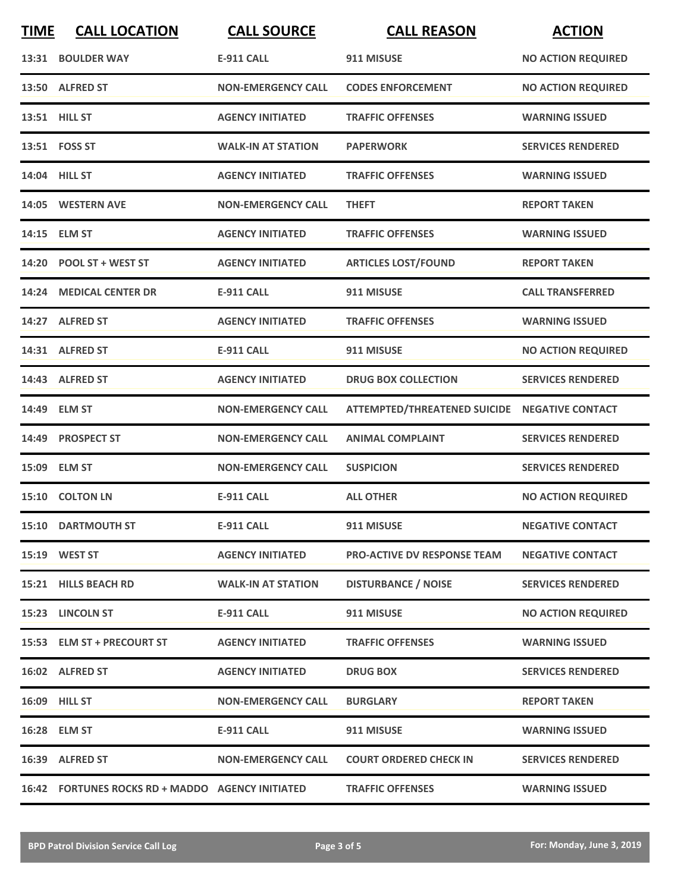| TIME | CALL LOCATION | CALL SOURCE | CALL REASON | ACTION |
|---|---|---|---|---|
| 13:31 | BOULDER WAY | E-911 CALL | 911 MISUSE | NO ACTION REQUIRED |
| 13:50 | ALFRED ST | NON-EMERGENCY CALL | CODES ENFORCEMENT | NO ACTION REQUIRED |
| 13:51 | HILL ST | AGENCY INITIATED | TRAFFIC OFFENSES | WARNING ISSUED |
| 13:51 | FOSS ST | WALK-IN AT STATION | PAPERWORK | SERVICES RENDERED |
| 14:04 | HILL ST | AGENCY INITIATED | TRAFFIC OFFENSES | WARNING ISSUED |
| 14:05 | WESTERN AVE | NON-EMERGENCY CALL | THEFT | REPORT TAKEN |
| 14:15 | ELM ST | AGENCY INITIATED | TRAFFIC OFFENSES | WARNING ISSUED |
| 14:20 | POOL ST + WEST ST | AGENCY INITIATED | ARTICLES LOST/FOUND | REPORT TAKEN |
| 14:24 | MEDICAL CENTER DR | E-911 CALL | 911 MISUSE | CALL TRANSFERRED |
| 14:27 | ALFRED ST | AGENCY INITIATED | TRAFFIC OFFENSES | WARNING ISSUED |
| 14:31 | ALFRED ST | E-911 CALL | 911 MISUSE | NO ACTION REQUIRED |
| 14:43 | ALFRED ST | AGENCY INITIATED | DRUG BOX COLLECTION | SERVICES RENDERED |
| 14:49 | ELM ST | NON-EMERGENCY CALL | ATTEMPTED/THREATENED SUICIDE | NEGATIVE CONTACT |
| 14:49 | PROSPECT ST | NON-EMERGENCY CALL | ANIMAL COMPLAINT | SERVICES RENDERED |
| 15:09 | ELM ST | NON-EMERGENCY CALL | SUSPICION | SERVICES RENDERED |
| 15:10 | COLTON LN | E-911 CALL | ALL OTHER | NO ACTION REQUIRED |
| 15:10 | DARTMOUTH ST | E-911 CALL | 911 MISUSE | NEGATIVE CONTACT |
| 15:19 | WEST ST | AGENCY INITIATED | PRO-ACTIVE DV RESPONSE TEAM | NEGATIVE CONTACT |
| 15:21 | HILLS BEACH RD | WALK-IN AT STATION | DISTURBANCE / NOISE | SERVICES RENDERED |
| 15:23 | LINCOLN ST | E-911 CALL | 911 MISUSE | NO ACTION REQUIRED |
| 15:53 | ELM ST + PRECOURT ST | AGENCY INITIATED | TRAFFIC OFFENSES | WARNING ISSUED |
| 16:02 | ALFRED ST | AGENCY INITIATED | DRUG BOX | SERVICES RENDERED |
| 16:09 | HILL ST | NON-EMERGENCY CALL | BURGLARY | REPORT TAKEN |
| 16:28 | ELM ST | E-911 CALL | 911 MISUSE | WARNING ISSUED |
| 16:39 | ALFRED ST | NON-EMERGENCY CALL | COURT ORDERED CHECK IN | SERVICES RENDERED |
| 16:42 | FORTUNES ROCKS RD + MADDO | AGENCY INITIATED | TRAFFIC OFFENSES | WARNING ISSUED |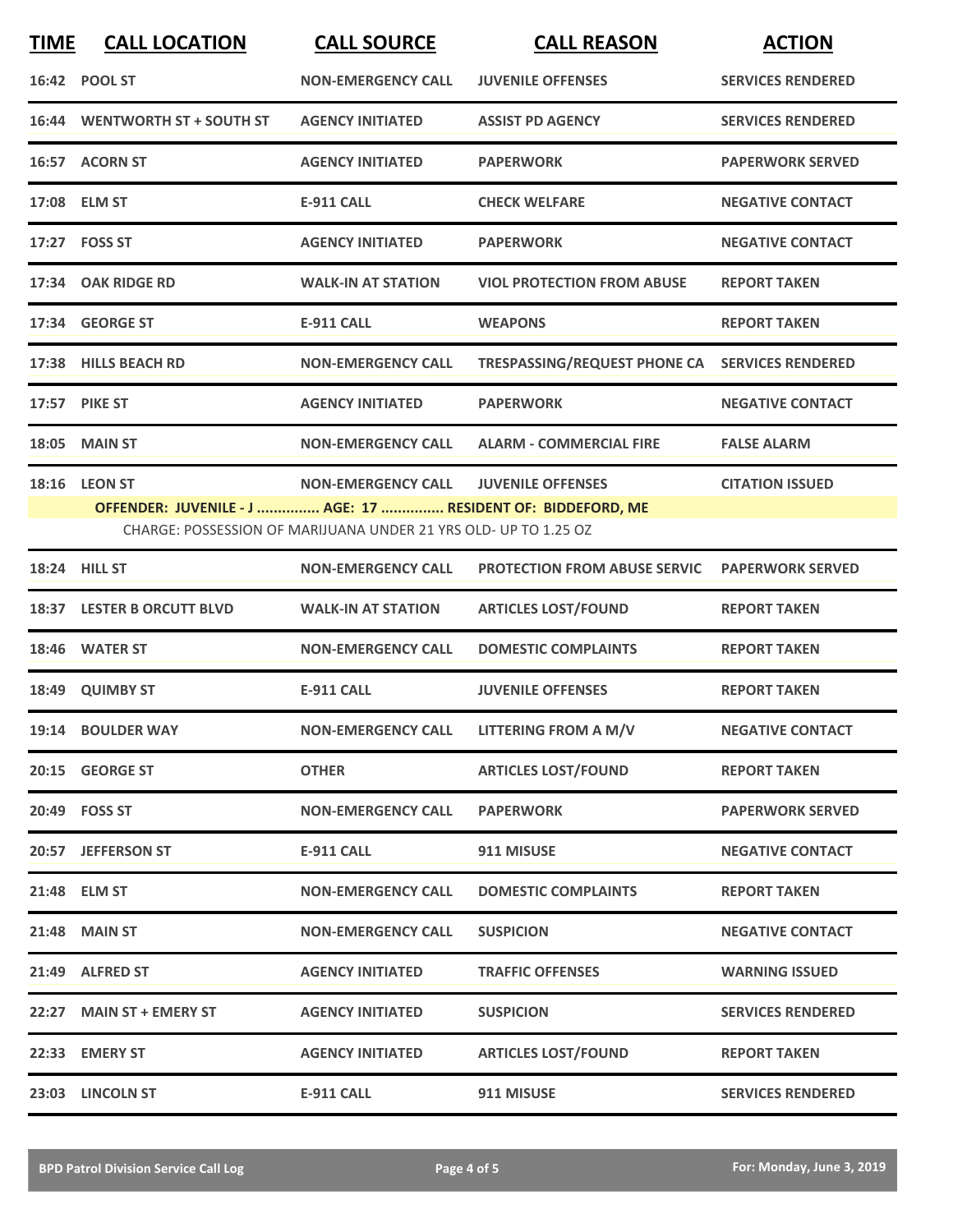| TIME | CALL LOCATION | CALL SOURCE | CALL REASON | ACTION |
|---|---|---|---|---|
| 16:42 | POOL ST | NON-EMERGENCY CALL | JUVENILE OFFENSES | SERVICES RENDERED |
| 16:44 | WENTWORTH ST + SOUTH ST | AGENCY INITIATED | ASSIST PD AGENCY | SERVICES RENDERED |
| 16:57 | ACORN ST | AGENCY INITIATED | PAPERWORK | PAPERWORK SERVED |
| 17:08 | ELM ST | E-911 CALL | CHECK WELFARE | NEGATIVE CONTACT |
| 17:27 | FOSS ST | AGENCY INITIATED | PAPERWORK | NEGATIVE CONTACT |
| 17:34 | OAK RIDGE RD | WALK-IN AT STATION | VIOL PROTECTION FROM ABUSE | REPORT TAKEN |
| 17:34 | GEORGE ST | E-911 CALL | WEAPONS | REPORT TAKEN |
| 17:38 | HILLS BEACH RD | NON-EMERGENCY CALL | TRESPASSING/REQUEST PHONE CA | SERVICES RENDERED |
| 17:57 | PIKE ST | AGENCY INITIATED | PAPERWORK | NEGATIVE CONTACT |
| 18:05 | MAIN ST | NON-EMERGENCY CALL | ALARM - COMMERCIAL FIRE | FALSE ALARM |
| 18:16 | LEON ST | NON-EMERGENCY CALL | JUVENILE OFFENSES | CITATION ISSUED |

**OFFENDER: JUVENILE - J ............... AGE: 17 ............... RESIDENT OF: BIDDEFORD, ME**

CHARGE: POSSESSION OF MARIJUANA UNDER 21 YRS OLD- UP TO 1.25 OZ

| TIME | CALL LOCATION | CALL SOURCE | CALL REASON | ACTION |
|---|---|---|---|---|
| 18:24 | HILL ST | NON-EMERGENCY CALL | PROTECTION FROM ABUSE SERVIC | PAPERWORK SERVED |
| 18:37 | LESTER B ORCUTT BLVD | WALK-IN AT STATION | ARTICLES LOST/FOUND | REPORT TAKEN |
| 18:46 | WATER ST | NON-EMERGENCY CALL | DOMESTIC COMPLAINTS | REPORT TAKEN |
| 18:49 | QUIMBY ST | E-911 CALL | JUVENILE OFFENSES | REPORT TAKEN |
| 19:14 | BOULDER WAY | NON-EMERGENCY CALL | LITTERING FROM A M/V | NEGATIVE CONTACT |
| 20:15 | GEORGE ST | OTHER | ARTICLES LOST/FOUND | REPORT TAKEN |
| 20:49 | FOSS ST | NON-EMERGENCY CALL | PAPERWORK | PAPERWORK SERVED |
| 20:57 | JEFFERSON ST | E-911 CALL | 911 MISUSE | NEGATIVE CONTACT |
| 21:48 | ELM ST | NON-EMERGENCY CALL | DOMESTIC COMPLAINTS | REPORT TAKEN |
| 21:48 | MAIN ST | NON-EMERGENCY CALL | SUSPICION | NEGATIVE CONTACT |
| 21:49 | ALFRED ST | AGENCY INITIATED | TRAFFIC OFFENSES | WARNING ISSUED |
| 22:27 | MAIN ST + EMERY ST | AGENCY INITIATED | SUSPICION | SERVICES RENDERED |
| 22:33 | EMERY ST | AGENCY INITIATED | ARTICLES LOST/FOUND | REPORT TAKEN |
| 23:03 | LINCOLN ST | E-911 CALL | 911 MISUSE | SERVICES RENDERED |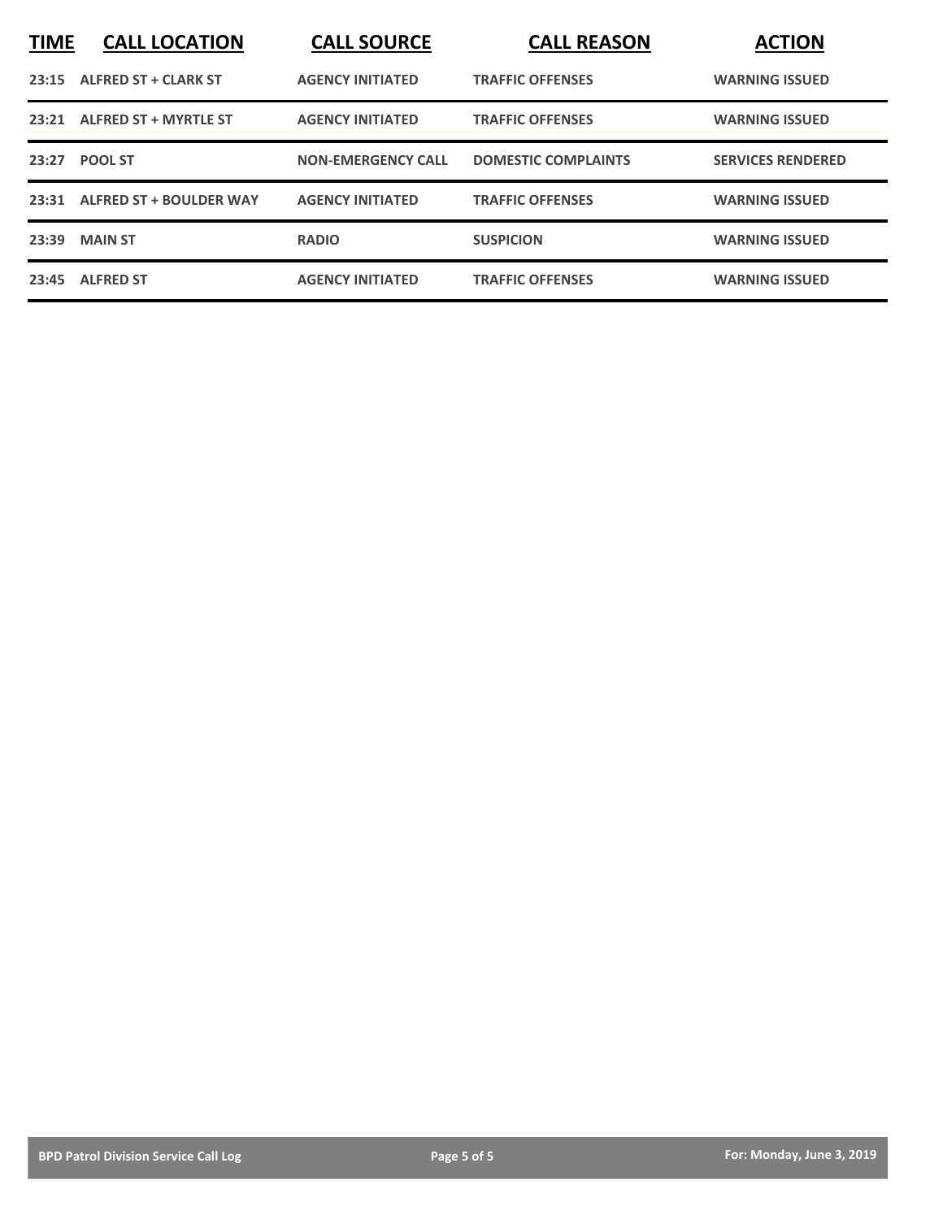| TIME | CALL LOCATION | CALL SOURCE | CALL REASON | ACTION |
| --- | --- | --- | --- | --- |
| 23:15 | ALFRED ST + CLARK ST | AGENCY INITIATED | TRAFFIC OFFENSES | WARNING ISSUED |
| 23:21 | ALFRED ST + MYRTLE ST | AGENCY INITIATED | TRAFFIC OFFENSES | WARNING ISSUED |
| 23:27 | POOL ST | NON-EMERGENCY CALL | DOMESTIC COMPLAINTS | SERVICES RENDERED |
| 23:31 | ALFRED ST + BOULDER WAY | AGENCY INITIATED | TRAFFIC OFFENSES | WARNING ISSUED |
| 23:39 | MAIN ST | RADIO | SUSPICION | WARNING ISSUED |
| 23:45 | ALFRED ST | AGENCY INITIATED | TRAFFIC OFFENSES | WARNING ISSUED |